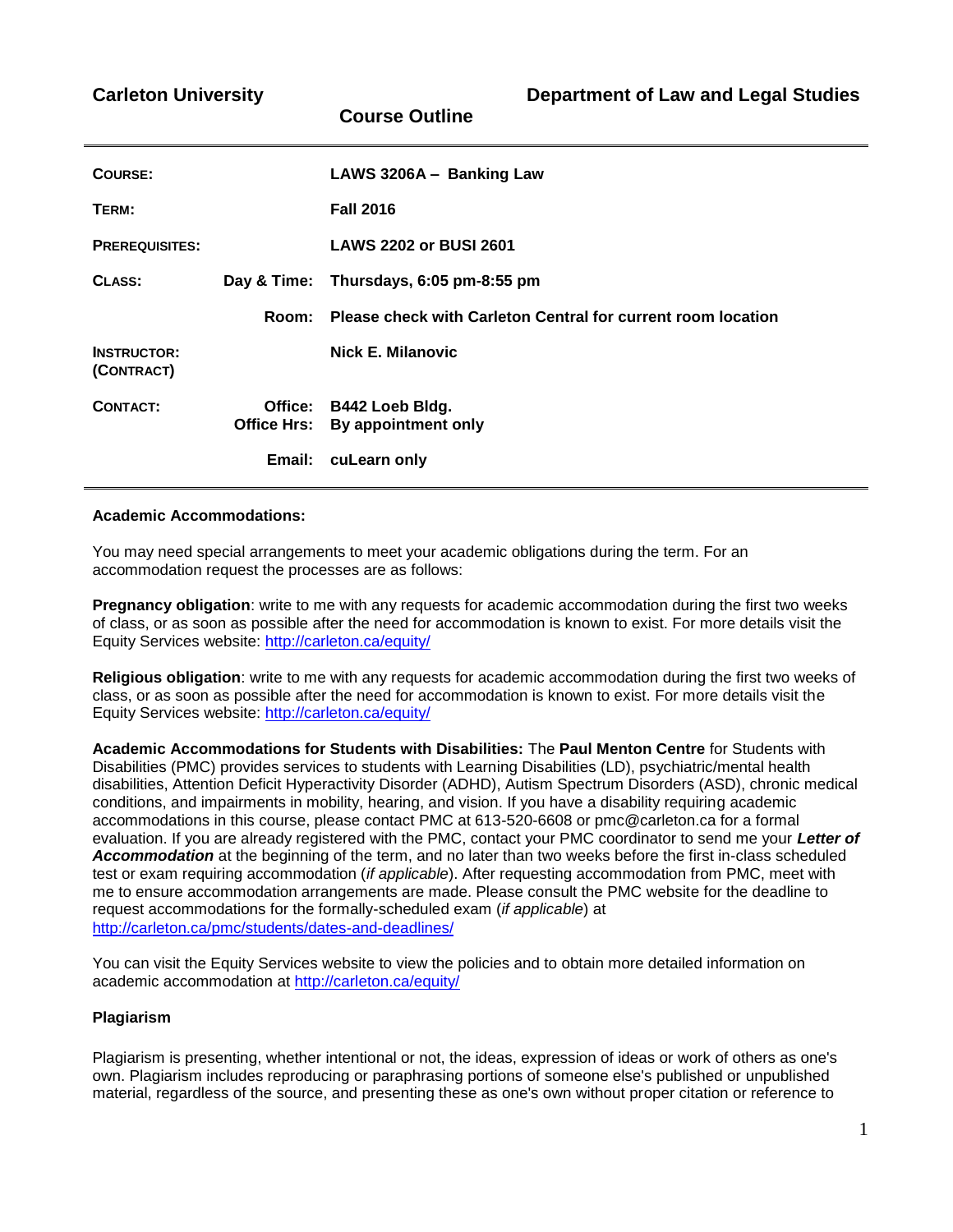**Carleton University** **Department of Law and Legal Studies**

**Course Outline**

| | | |
|---|---|---|
| **COURSE:** | | **LAWS 3206A – Banking Law** |
| **TERM:** | | **Fall 2016** |
| **PREREQUISITES:** | | **LAWS 2202 or BUSI 2601** |
| **CLASS:** | **Day & Time:** | **Thursdays, 6:05 pm-8:55 pm** |
| | **Room:** | **Please check with Carleton Central for current room location** |
| **INSTRUCTOR: (CONTRACT)** | | **Nick E. Milanovic** |
| **CONTACT:** | **Office:** | **B442 Loeb Bldg.** |
| | **Office Hrs:** | **By appointment only** |
| | **Email:** | **cuLearn only** |

**Academic Accommodations:**

You may need special arrangements to meet your academic obligations during the term. For an accommodation request the processes are as follows:

**Pregnancy obligation**: write to me with any requests for academic accommodation during the first two weeks of class, or as soon as possible after the need for accommodation is known to exist. For more details visit the Equity Services website: http://carleton.ca/equity/

**Religious obligation**: write to me with any requests for academic accommodation during the first two weeks of class, or as soon as possible after the need for accommodation is known to exist. For more details visit the Equity Services website: http://carleton.ca/equity/

**Academic Accommodations for Students with Disabilities:** The **Paul Menton Centre** for Students with Disabilities (PMC) provides services to students with Learning Disabilities (LD), psychiatric/mental health disabilities, Attention Deficit Hyperactivity Disorder (ADHD), Autism Spectrum Disorders (ASD), chronic medical conditions, and impairments in mobility, hearing, and vision. If you have a disability requiring academic accommodations in this course, please contact PMC at 613-520-6608 or pmc@carleton.ca for a formal evaluation. If you are already registered with the PMC, contact your PMC coordinator to send me your ***Letter of Accommodation*** at the beginning of the term, and no later than two weeks before the first in-class scheduled test or exam requiring accommodation (*if applicable*). After requesting accommodation from PMC, meet with me to ensure accommodation arrangements are made. Please consult the PMC website for the deadline to request accommodations for the formally-scheduled exam (*if applicable*) at http://carleton.ca/pmc/students/dates-and-deadlines/

You can visit the Equity Services website to view the policies and to obtain more detailed information on academic accommodation at http://carleton.ca/equity/

**Plagiarism**

Plagiarism is presenting, whether intentional or not, the ideas, expression of ideas or work of others as one's own. Plagiarism includes reproducing or paraphrasing portions of someone else's published or unpublished material, regardless of the source, and presenting these as one's own without proper citation or reference to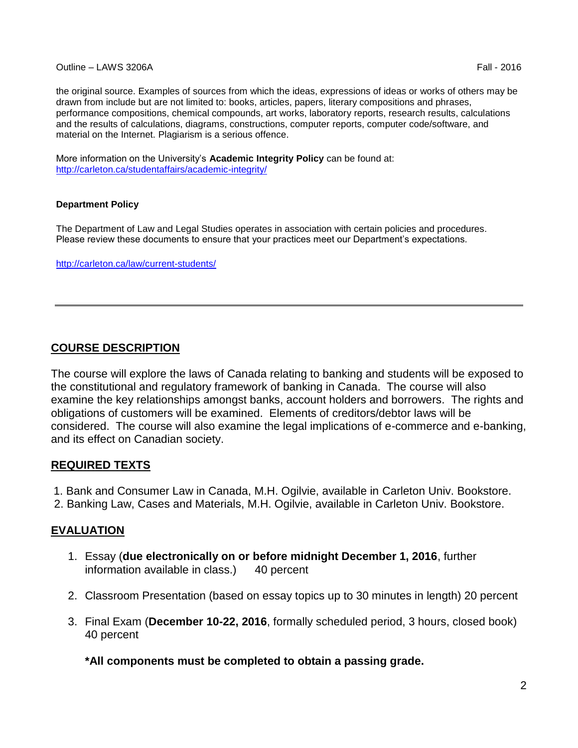the original source. Examples of sources from which the ideas, expressions of ideas or works of others may be drawn from include but are not limited to: books, articles, papers, literary compositions and phrases, performance compositions, chemical compounds, art works, laboratory reports, research results, calculations and the results of calculations, diagrams, constructions, computer reports, computer code/software, and material on the Internet. Plagiarism is a serious offence.

More information on the University's **Academic Integrity Policy** can be found at: http://carleton.ca/studentaffairs/academic-integrity/

**Department Policy**

The Department of Law and Legal Studies operates in association with certain policies and procedures. Please review these documents to ensure that your practices meet our Department's expectations.

http://carleton.ca/law/current-students/

---

## COURSE DESCRIPTION

The course will explore the laws of Canada relating to banking and students will be exposed to the constitutional and regulatory framework of banking in Canada. The course will also examine the key relationships amongst banks, account holders and borrowers. The rights and obligations of customers will be examined. Elements of creditors/debtor laws will be considered. The course will also examine the legal implications of e-commerce and e-banking, and its effect on Canadian society.

## REQUIRED TEXTS

1. Bank and Consumer Law in Canada, M.H. Ogilvie, available in Carleton Univ. Bookstore.
2. Banking Law, Cases and Materials, M.H. Ogilvie, available in Carleton Univ. Bookstore.

## EVALUATION

1. Essay (**due electronically on or before midnight December 1, 2016**, further information available in class.) 40 percent
2. Classroom Presentation (based on essay topics up to 30 minutes in length) 20 percent
3. Final Exam (**December 10-22, 2016**, formally scheduled period, 3 hours, closed book) 40 percent

   **\*All components must be completed to obtain a passing grade.**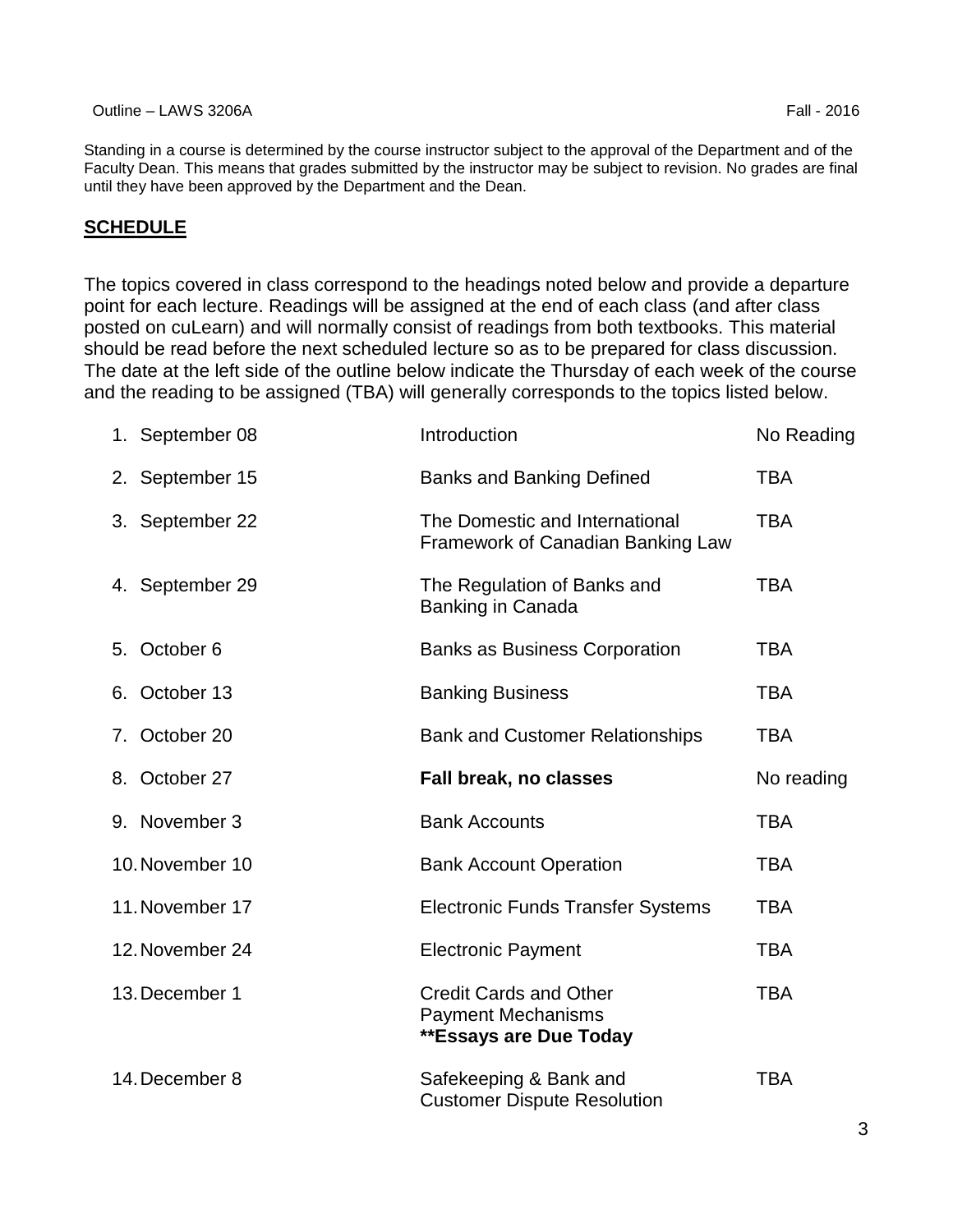Standing in a course is determined by the course instructor subject to the approval of the Department and of the Faculty Dean. This means that grades submitted by the instructor may be subject to revision. No grades are final until they have been approved by the Department and the Dean.

## SCHEDULE

The topics covered in class correspond to the headings noted below and provide a departure point for each lecture. Readings will be assigned at the end of each class (and after class posted on cuLearn) and will normally consist of readings from both textbooks. This material should be read before the next scheduled lecture so as to be prepared for class discussion. The date at the left side of the outline below indicate the Thursday of each week of the course and the reading to be assigned (TBA) will generally corresponds to the topics listed below.

| | | |
|---|---|---|
| 1. September 08 | Introduction | No Reading |
| 2. September 15 | Banks and Banking Defined | TBA |
| 3. September 22 | The Domestic and International Framework of Canadian Banking Law | TBA |
| 4. September 29 | The Regulation of Banks and Banking in Canada | TBA |
| 5. October 6 | Banks as Business Corporation | TBA |
| 6. October 13 | Banking Business | TBA |
| 7. October 20 | Bank and Customer Relationships | TBA |
| 8. October 27 | **Fall break, no classes** | No reading |
| 9. November 3 | Bank Accounts | TBA |
| 10. November 10 | Bank Account Operation | TBA |
| 11. November 17 | Electronic Funds Transfer Systems | TBA |
| 12. November 24 | Electronic Payment | TBA |
| 13. December 1 | Credit Cards and Other Payment Mechanisms **\*\*Essays are Due Today** | TBA |
| 14. December 8 | Safekeeping & Bank and Customer Dispute Resolution | TBA |